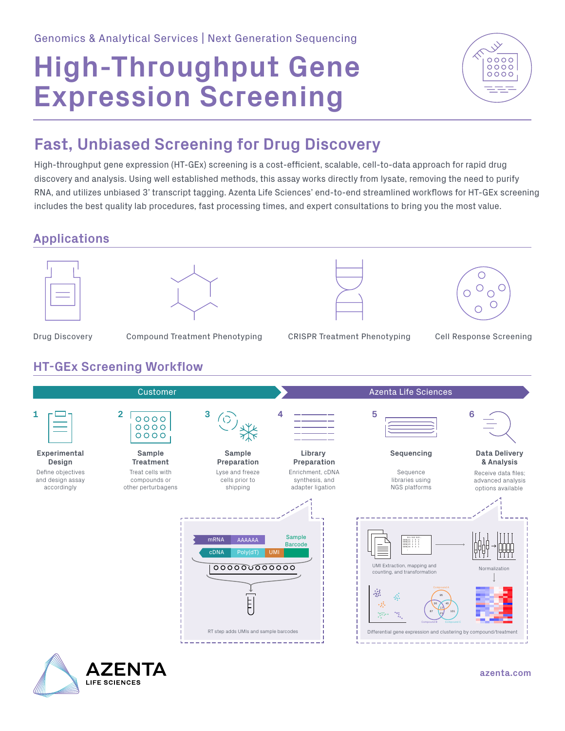Genomics & Analytical Services | Next Generation Sequencing

# High-Throughput Gene Expression Screening

## Fast, Unbiased Screening for Drug Discovery

High-throughput gene expression (HT-GEx) screening is a cost-efficient, scalable, cell-to-data approach for rapid drug discovery and analysis. Using well established methods, this assay works directly from lysate, removing the need to purify RNA, and utilizes unbiased 3' transcript tagging. Azenta Life Sciences' end-to-end streamlined workflows for HT-GEx screening includes the best quality lab procedures, fast processing times, and expert consultations to bring you the most value.

## Applications

- Drug Discovery
- Compound Treatment Phenotyping
- CRISPR Treatment Phenotyping
- Cell Response Screening

## HT-GEx Screening Workflow

**Customer**

1. **Experimental Design** – Define objectives and design assay accordingly
2. **Sample Treatment** – Treat cells with compounds or other perturbagens
3. **Sample Preparation** – Lyse and freeze cells prior to shipping

**Azenta Life Sciences**

4. **Library Preparation** – Enrichment, cDNA synthesis, and adapter ligation
5. **Sequencing** – Sequence libraries using NGS platforms
6. **Data Delivery & Analysis** – Receive data files; advanced analysis options available

mRNA | AAAAAA | Sample Barcode

cDNA | Poly(dT) | UMI

RT step adds UMIs and sample barcodes

UMI Extraction, mapping and counting, and transformation

Normalization

Differential gene expression and clustering by compound/treatment

AZENTA LIFE SCIENCES

azenta.com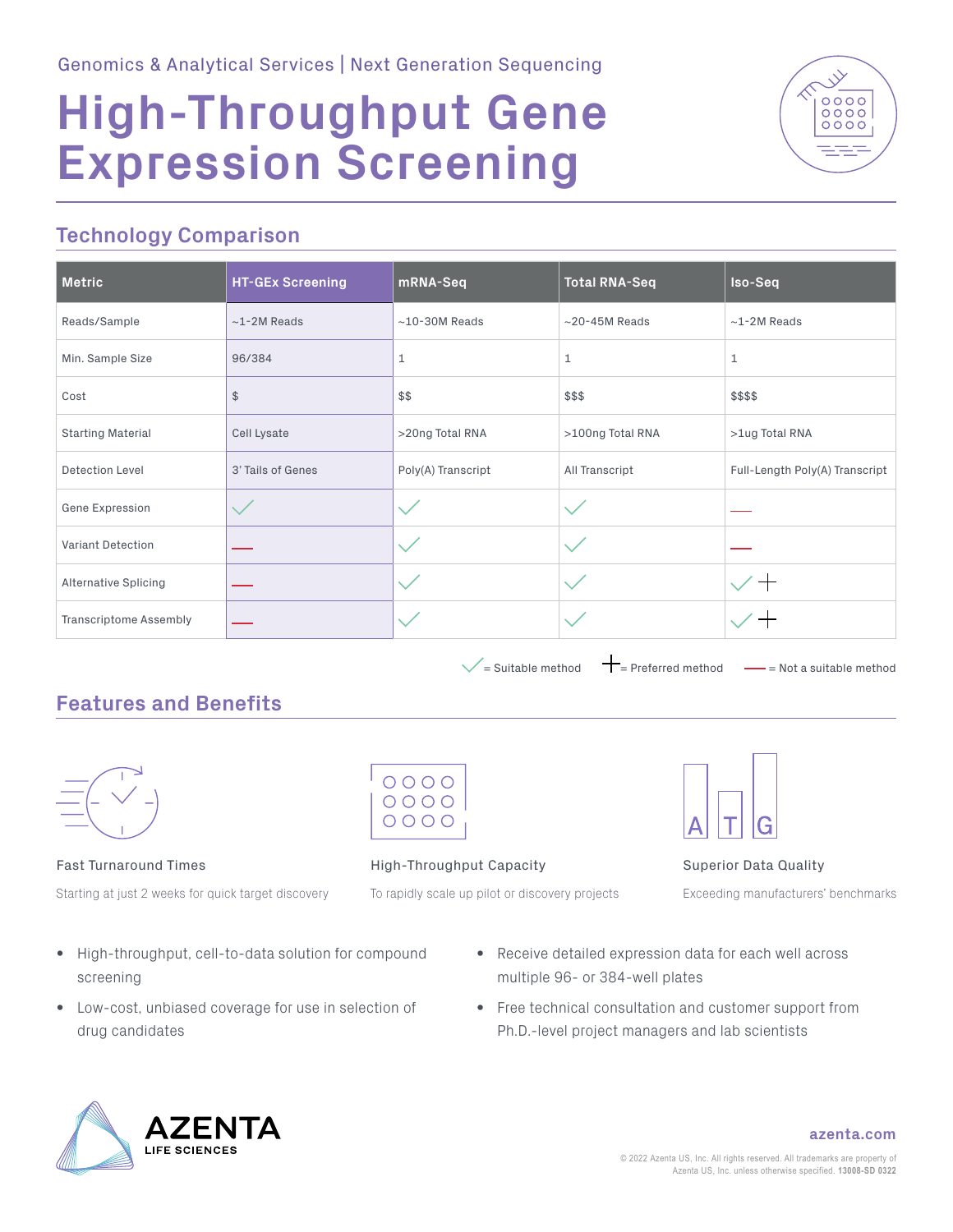Genomics & Analytical Services | Next Generation Sequencing

# High-Throughput Gene Expression Screening

## Technology Comparison

| Metric | HT-GEx Screening | mRNA-Seq | Total RNA-Seq | Iso-Seq |
|---|---|---|---|---|
| Reads/Sample | ~1-2M Reads | ~10-30M Reads | ~20-45M Reads | ~1-2M Reads |
| Min. Sample Size | 96/384 | 1 | 1 | 1 |
| Cost | $ | $$ | $$$ | $$$$ |
| Starting Material | Cell Lysate | >20ng Total RNA | >100ng Total RNA | >1ug Total RNA |
| Detection Level | 3' Tails of Genes | Poly(A) Transcript | All Transcript | Full-Length Poly(A) Transcript |
| Gene Expression | ✓ | ✓ | ✓ | — |
| Variant Detection | — | ✓ | ✓ | — |
| Alternative Splicing | — | ✓ | ✓ | ✓ + |
| Transcriptome Assembly | — | ✓ | ✓ | ✓ + |

✓ = Suitable method   + = Preferred method   — = Not a suitable method

## Features and Benefits

**Fast Turnaround Times**

Starting at just 2 weeks for quick target discovery

**High-Throughput Capacity**

To rapidly scale up pilot or discovery projects

**Superior Data Quality**

Exceeding manufacturers' benchmarks

- High-throughput, cell-to-data solution for compound screening
- Low-cost, unbiased coverage for use in selection of drug candidates
- Receive detailed expression data for each well across multiple 96- or 384-well plates
- Free technical consultation and customer support from Ph.D.-level project managers and lab scientists

AZENTA LIFE SCIENCES

azenta.com

© 2022 Azenta US, Inc. All rights reserved. All trademarks are property of Azenta US, Inc. unless otherwise specified. 13008-SD 0322